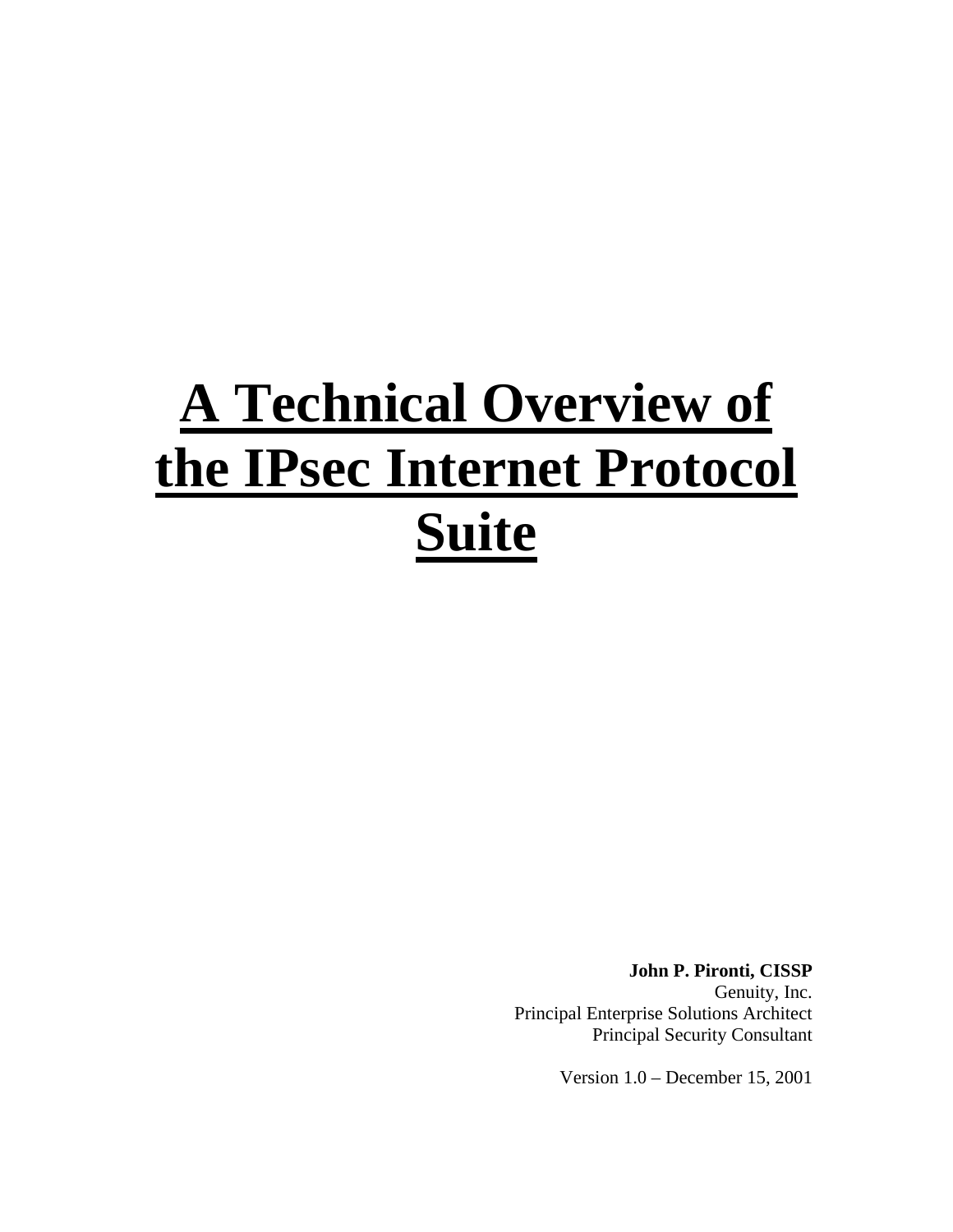# A Technical Overview of the IPsec Internet Protocol Suite

**John P. Pironti, CISSP**
Genuity, Inc.
Principal Enterprise Solutions Architect
Principal Security Consultant

Version 1.0 – December 15, 2001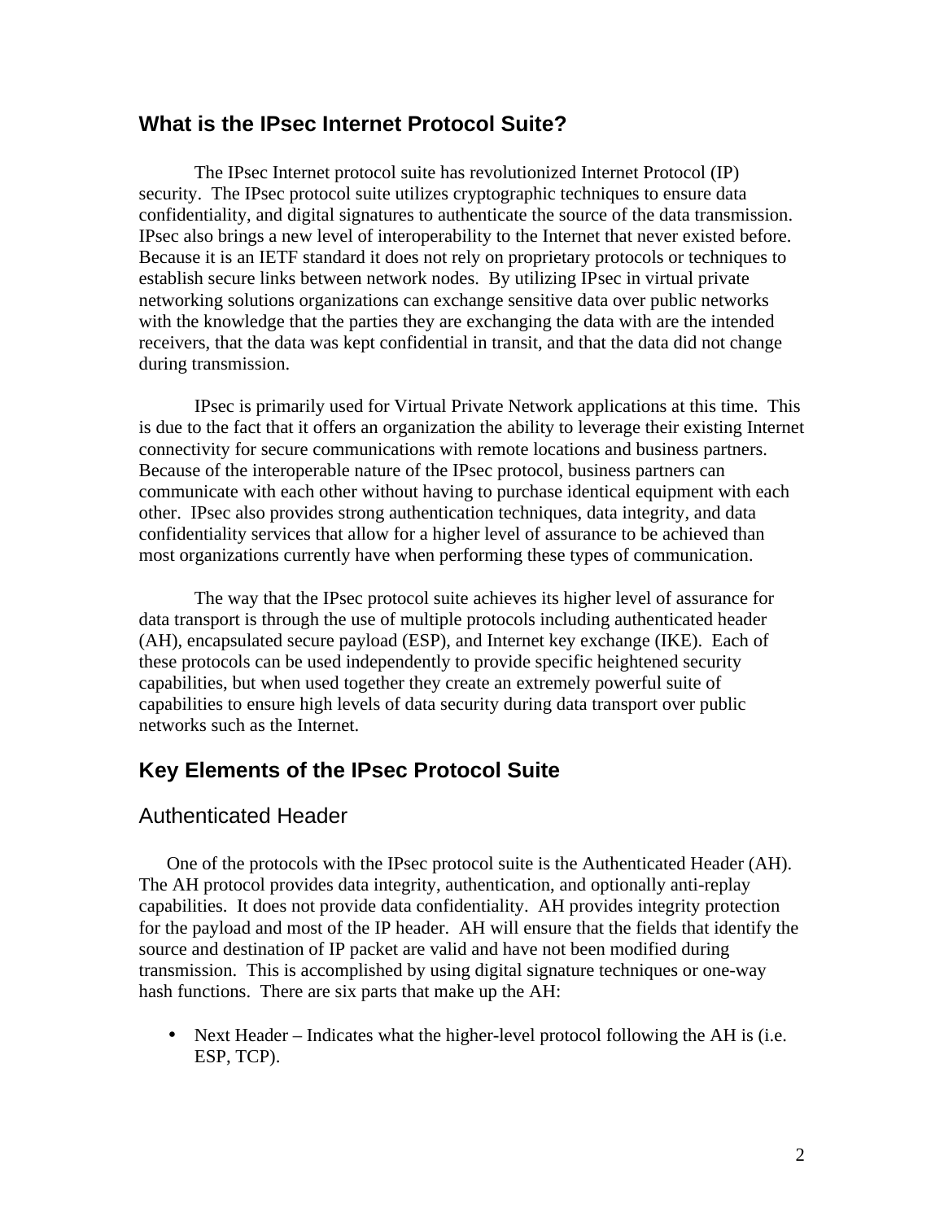## What is the IPsec Internet Protocol Suite?

The IPsec Internet protocol suite has revolutionized Internet Protocol (IP) security. The IPsec protocol suite utilizes cryptographic techniques to ensure data confidentiality, and digital signatures to authenticate the source of the data transmission. IPsec also brings a new level of interoperability to the Internet that never existed before. Because it is an IETF standard it does not rely on proprietary protocols or techniques to establish secure links between network nodes. By utilizing IPsec in virtual private networking solutions organizations can exchange sensitive data over public networks with the knowledge that the parties they are exchanging the data with are the intended receivers, that the data was kept confidential in transit, and that the data did not change during transmission.

IPsec is primarily used for Virtual Private Network applications at this time. This is due to the fact that it offers an organization the ability to leverage their existing Internet connectivity for secure communications with remote locations and business partners. Because of the interoperable nature of the IPsec protocol, business partners can communicate with each other without having to purchase identical equipment with each other. IPsec also provides strong authentication techniques, data integrity, and data confidentiality services that allow for a higher level of assurance to be achieved than most organizations currently have when performing these types of communication.

The way that the IPsec protocol suite achieves its higher level of assurance for data transport is through the use of multiple protocols including authenticated header (AH), encapsulated secure payload (ESP), and Internet key exchange (IKE). Each of these protocols can be used independently to provide specific heightened security capabilities, but when used together they create an extremely powerful suite of capabilities to ensure high levels of data security during data transport over public networks such as the Internet.

## Key Elements of the IPsec Protocol Suite

### Authenticated Header

One of the protocols with the IPsec protocol suite is the Authenticated Header (AH). The AH protocol provides data integrity, authentication, and optionally anti-replay capabilities. It does not provide data confidentiality. AH provides integrity protection for the payload and most of the IP header. AH will ensure that the fields that identify the source and destination of IP packet are valid and have not been modified during transmission. This is accomplished by using digital signature techniques or one-way hash functions. There are six parts that make up the AH:

- Next Header – Indicates what the higher-level protocol following the AH is (i.e. ESP, TCP).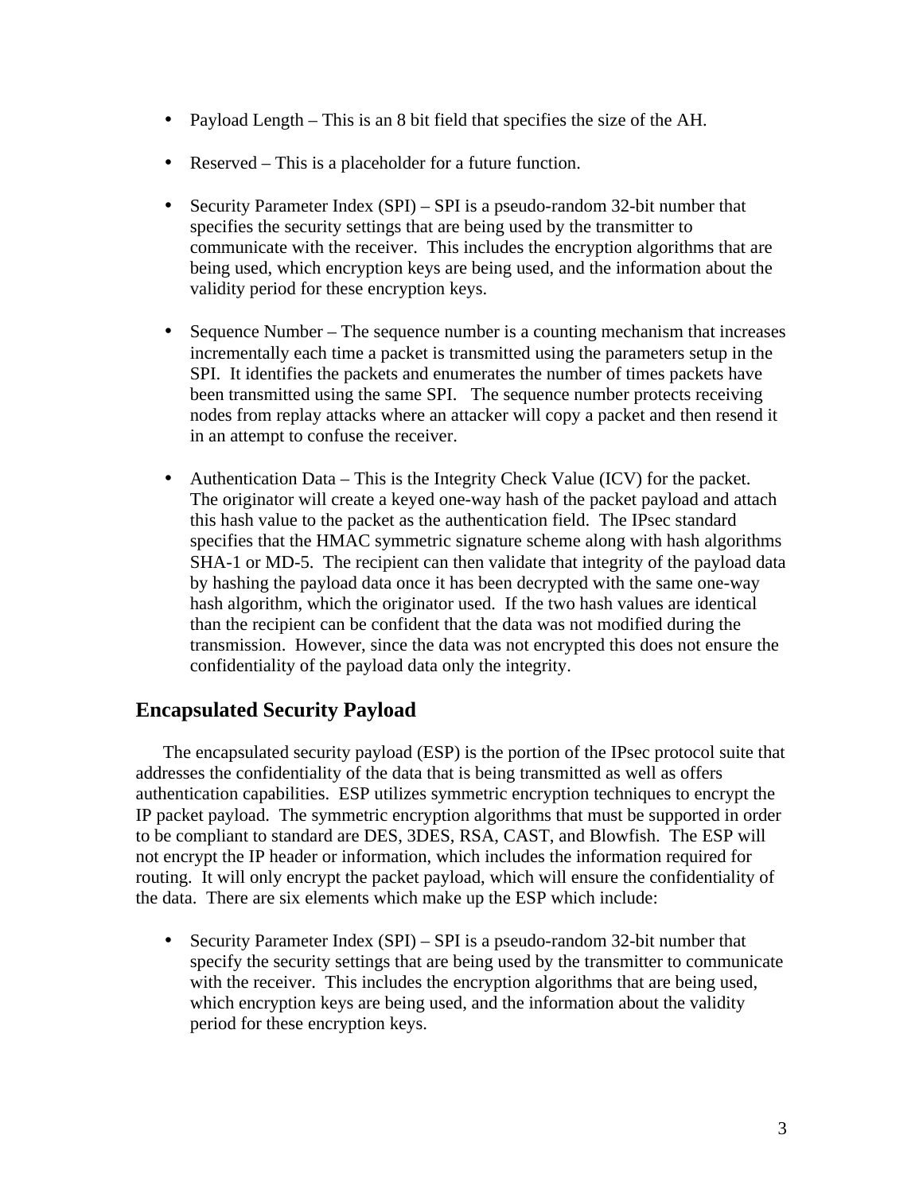- Payload Length – This is an 8 bit field that specifies the size of the AH.

- Reserved – This is a placeholder for a future function.

- Security Parameter Index (SPI) – SPI is a pseudo-random 32-bit number that specifies the security settings that are being used by the transmitter to communicate with the receiver. This includes the encryption algorithms that are being used, which encryption keys are being used, and the information about the validity period for these encryption keys.

- Sequence Number – The sequence number is a counting mechanism that increases incrementally each time a packet is transmitted using the parameters setup in the SPI. It identifies the packets and enumerates the number of times packets have been transmitted using the same SPI. The sequence number protects receiving nodes from replay attacks where an attacker will copy a packet and then resend it in an attempt to confuse the receiver.

- Authentication Data – This is the Integrity Check Value (ICV) for the packet. The originator will create a keyed one-way hash of the packet payload and attach this hash value to the packet as the authentication field. The IPsec standard specifies that the HMAC symmetric signature scheme along with hash algorithms SHA-1 or MD-5. The recipient can then validate that integrity of the payload data by hashing the payload data once it has been decrypted with the same one-way hash algorithm, which the originator used. If the two hash values are identical than the recipient can be confident that the data was not modified during the transmission. However, since the data was not encrypted this does not ensure the confidentiality of the payload data only the integrity.

## Encapsulated Security Payload

The encapsulated security payload (ESP) is the portion of the IPsec protocol suite that addresses the confidentiality of the data that is being transmitted as well as offers authentication capabilities. ESP utilizes symmetric encryption techniques to encrypt the IP packet payload. The symmetric encryption algorithms that must be supported in order to be compliant to standard are DES, 3DES, RSA, CAST, and Blowfish. The ESP will not encrypt the IP header or information, which includes the information required for routing. It will only encrypt the packet payload, which will ensure the confidentiality of the data. There are six elements which make up the ESP which include:

- Security Parameter Index (SPI) – SPI is a pseudo-random 32-bit number that specify the security settings that are being used by the transmitter to communicate with the receiver. This includes the encryption algorithms that are being used, which encryption keys are being used, and the information about the validity period for these encryption keys.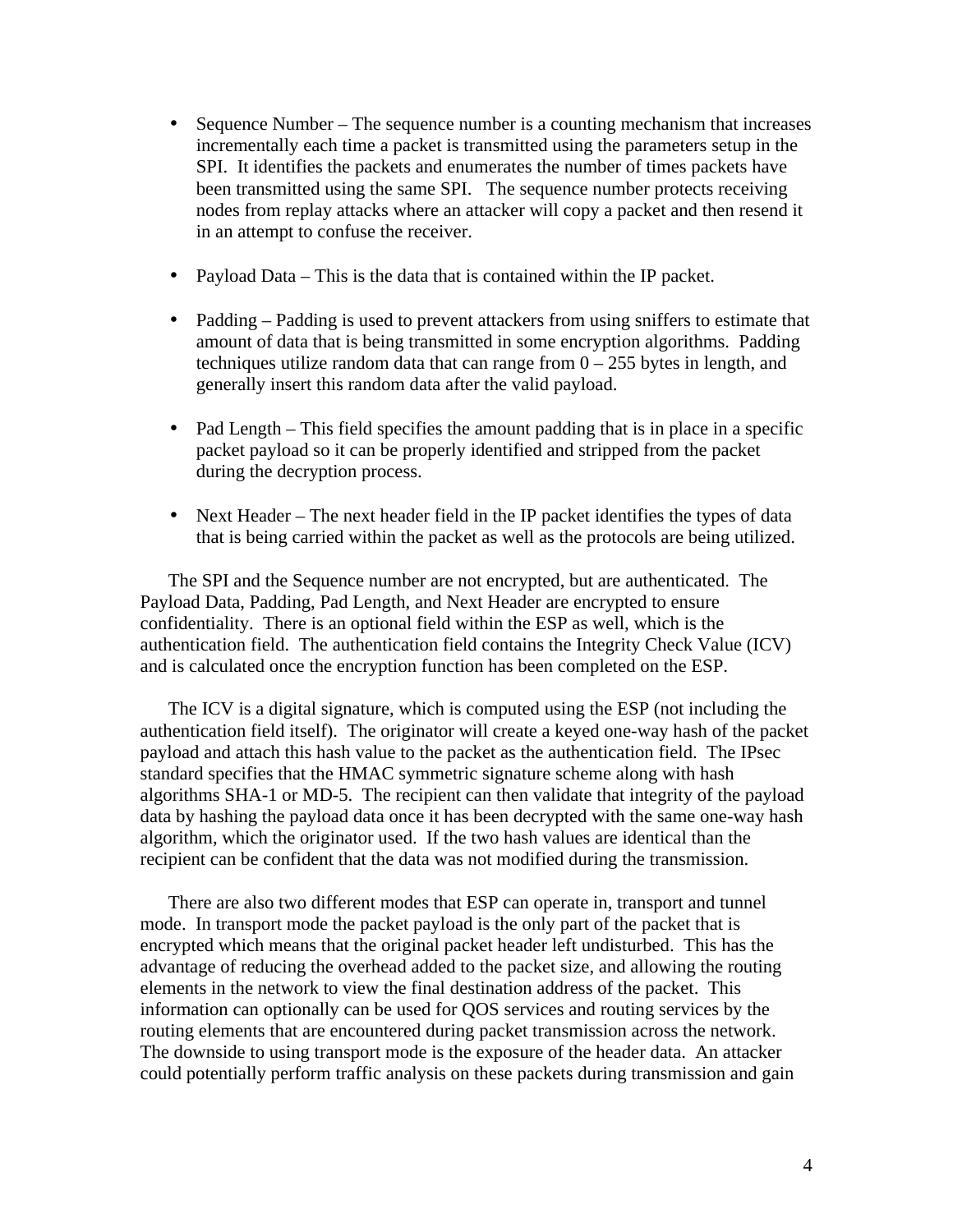- Sequence Number – The sequence number is a counting mechanism that increases incrementally each time a packet is transmitted using the parameters setup in the SPI. It identifies the packets and enumerates the number of times packets have been transmitted using the same SPI. The sequence number protects receiving nodes from replay attacks where an attacker will copy a packet and then resend it in an attempt to confuse the receiver.

- Payload Data – This is the data that is contained within the IP packet.

- Padding – Padding is used to prevent attackers from using sniffers to estimate that amount of data that is being transmitted in some encryption algorithms. Padding techniques utilize random data that can range from 0 – 255 bytes in length, and generally insert this random data after the valid payload.

- Pad Length – This field specifies the amount padding that is in place in a specific packet payload so it can be properly identified and stripped from the packet during the decryption process.

- Next Header – The next header field in the IP packet identifies the types of data that is being carried within the packet as well as the protocols are being utilized.

The SPI and the Sequence number are not encrypted, but are authenticated. The Payload Data, Padding, Pad Length, and Next Header are encrypted to ensure confidentiality. There is an optional field within the ESP as well, which is the authentication field. The authentication field contains the Integrity Check Value (ICV) and is calculated once the encryption function has been completed on the ESP.

The ICV is a digital signature, which is computed using the ESP (not including the authentication field itself). The originator will create a keyed one-way hash of the packet payload and attach this hash value to the packet as the authentication field. The IPsec standard specifies that the HMAC symmetric signature scheme along with hash algorithms SHA-1 or MD-5. The recipient can then validate that integrity of the payload data by hashing the payload data once it has been decrypted with the same one-way hash algorithm, which the originator used. If the two hash values are identical than the recipient can be confident that the data was not modified during the transmission.

There are also two different modes that ESP can operate in, transport and tunnel mode. In transport mode the packet payload is the only part of the packet that is encrypted which means that the original packet header left undisturbed. This has the advantage of reducing the overhead added to the packet size, and allowing the routing elements in the network to view the final destination address of the packet. This information can optionally can be used for QOS services and routing services by the routing elements that are encountered during packet transmission across the network. The downside to using transport mode is the exposure of the header data. An attacker could potentially perform traffic analysis on these packets during transmission and gain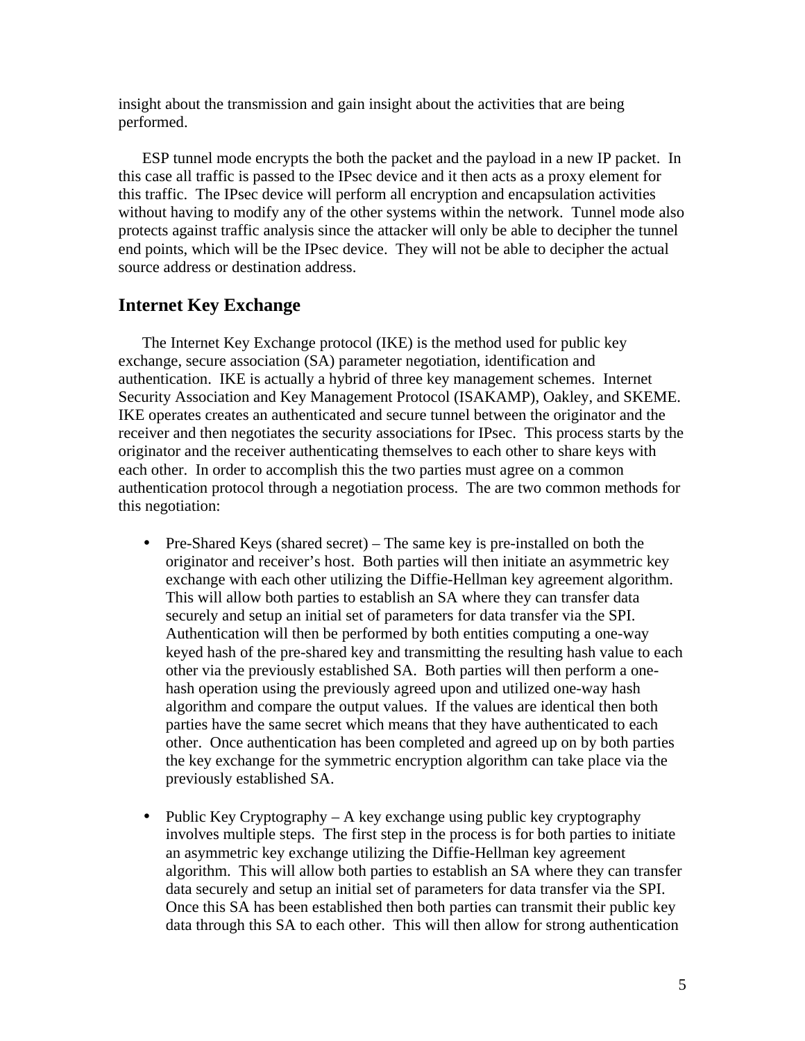insight about the transmission and gain insight about the activities that are being performed.

ESP tunnel mode encrypts the both the packet and the payload in a new IP packet. In this case all traffic is passed to the IPsec device and it then acts as a proxy element for this traffic. The IPsec device will perform all encryption and encapsulation activities without having to modify any of the other systems within the network. Tunnel mode also protects against traffic analysis since the attacker will only be able to decipher the tunnel end points, which will be the IPsec device. They will not be able to decipher the actual source address or destination address.

## Internet Key Exchange

The Internet Key Exchange protocol (IKE) is the method used for public key exchange, secure association (SA) parameter negotiation, identification and authentication. IKE is actually a hybrid of three key management schemes. Internet Security Association and Key Management Protocol (ISAKAMP), Oakley, and SKEME. IKE operates creates an authenticated and secure tunnel between the originator and the receiver and then negotiates the security associations for IPsec. This process starts by the originator and the receiver authenticating themselves to each other to share keys with each other. In order to accomplish this the two parties must agree on a common authentication protocol through a negotiation process. The are two common methods for this negotiation:

- Pre-Shared Keys (shared secret) – The same key is pre-installed on both the originator and receiver's host. Both parties will then initiate an asymmetric key exchange with each other utilizing the Diffie-Hellman key agreement algorithm. This will allow both parties to establish an SA where they can transfer data securely and setup an initial set of parameters for data transfer via the SPI. Authentication will then be performed by both entities computing a one-way keyed hash of the pre-shared key and transmitting the resulting hash value to each other via the previously established SA. Both parties will then perform a one-hash operation using the previously agreed upon and utilized one-way hash algorithm and compare the output values. If the values are identical then both parties have the same secret which means that they have authenticated to each other. Once authentication has been completed and agreed up on by both parties the key exchange for the symmetric encryption algorithm can take place via the previously established SA.

- Public Key Cryptography – A key exchange using public key cryptography involves multiple steps. The first step in the process is for both parties to initiate an asymmetric key exchange utilizing the Diffie-Hellman key agreement algorithm. This will allow both parties to establish an SA where they can transfer data securely and setup an initial set of parameters for data transfer via the SPI. Once this SA has been established then both parties can transmit their public key data through this SA to each other. This will then allow for strong authentication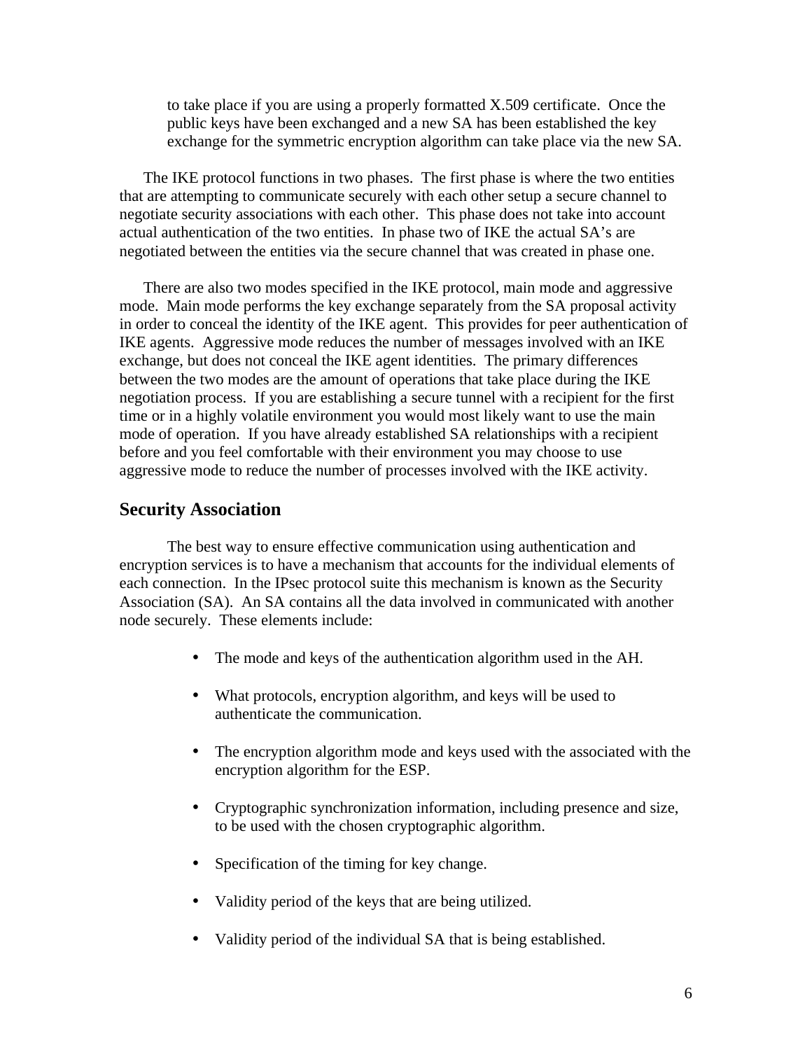to take place if you are using a properly formatted X.509 certificate. Once the public keys have been exchanged and a new SA has been established the key exchange for the symmetric encryption algorithm can take place via the new SA.

The IKE protocol functions in two phases. The first phase is where the two entities that are attempting to communicate securely with each other setup a secure channel to negotiate security associations with each other. This phase does not take into account actual authentication of the two entities. In phase two of IKE the actual SA's are negotiated between the entities via the secure channel that was created in phase one.

There are also two modes specified in the IKE protocol, main mode and aggressive mode. Main mode performs the key exchange separately from the SA proposal activity in order to conceal the identity of the IKE agent. This provides for peer authentication of IKE agents. Aggressive mode reduces the number of messages involved with an IKE exchange, but does not conceal the IKE agent identities. The primary differences between the two modes are the amount of operations that take place during the IKE negotiation process. If you are establishing a secure tunnel with a recipient for the first time or in a highly volatile environment you would most likely want to use the main mode of operation. If you have already established SA relationships with a recipient before and you feel comfortable with their environment you may choose to use aggressive mode to reduce the number of processes involved with the IKE activity.

## Security Association

The best way to ensure effective communication using authentication and encryption services is to have a mechanism that accounts for the individual elements of each connection. In the IPsec protocol suite this mechanism is known as the Security Association (SA). An SA contains all the data involved in communicated with another node securely. These elements include:

- The mode and keys of the authentication algorithm used in the AH.
- What protocols, encryption algorithm, and keys will be used to authenticate the communication.
- The encryption algorithm mode and keys used with the associated with the encryption algorithm for the ESP.
- Cryptographic synchronization information, including presence and size, to be used with the chosen cryptographic algorithm.
- Specification of the timing for key change.
- Validity period of the keys that are being utilized.
- Validity period of the individual SA that is being established.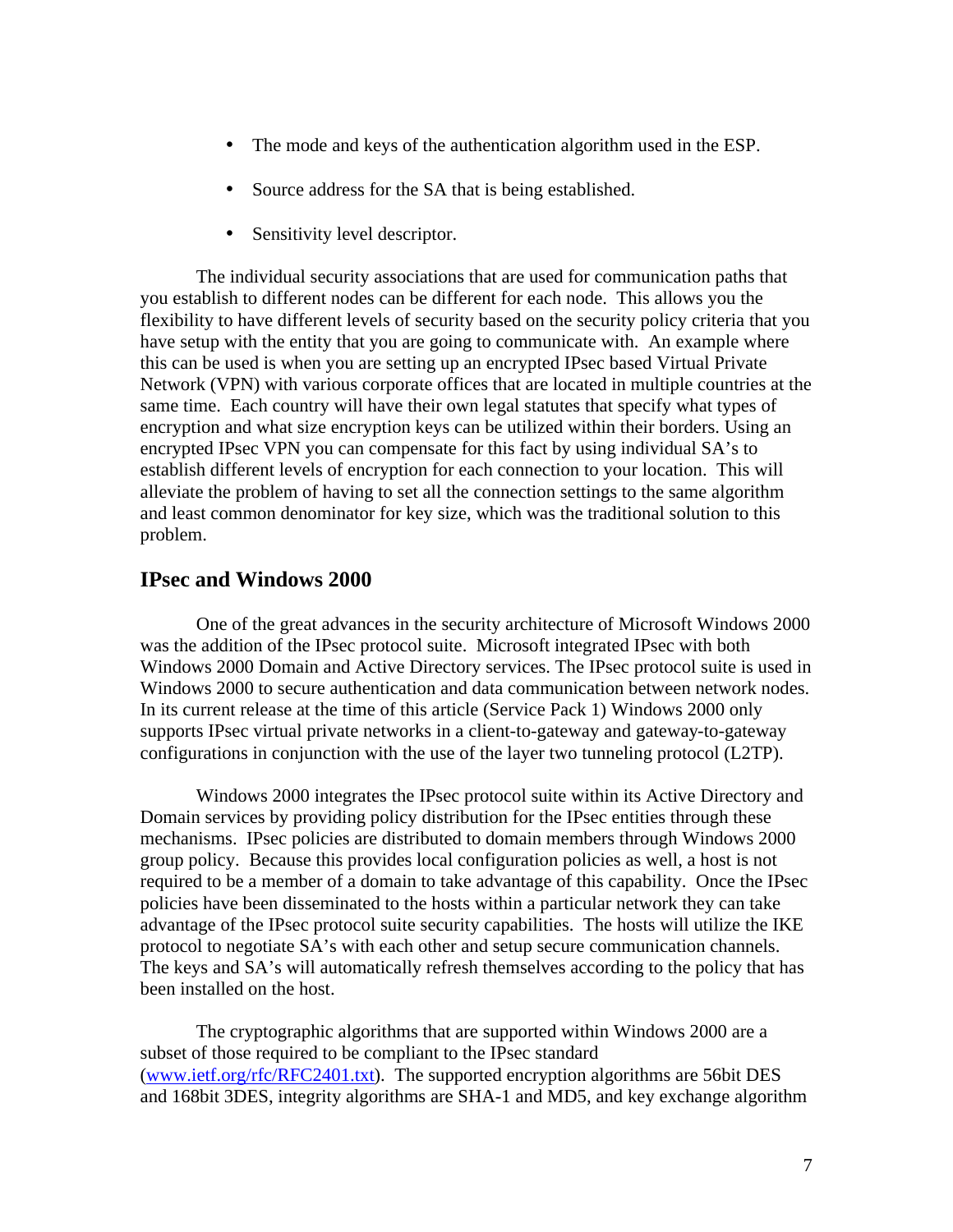- The mode and keys of the authentication algorithm used in the ESP.
- Source address for the SA that is being established.
- Sensitivity level descriptor.

The individual security associations that are used for communication paths that you establish to different nodes can be different for each node. This allows you the flexibility to have different levels of security based on the security policy criteria that you have setup with the entity that you are going to communicate with. An example where this can be used is when you are setting up an encrypted IPsec based Virtual Private Network (VPN) with various corporate offices that are located in multiple countries at the same time. Each country will have their own legal statutes that specify what types of encryption and what size encryption keys can be utilized within their borders. Using an encrypted IPsec VPN you can compensate for this fact by using individual SA's to establish different levels of encryption for each connection to your location. This will alleviate the problem of having to set all the connection settings to the same algorithm and least common denominator for key size, which was the traditional solution to this problem.

## IPsec and Windows 2000

One of the great advances in the security architecture of Microsoft Windows 2000 was the addition of the IPsec protocol suite. Microsoft integrated IPsec with both Windows 2000 Domain and Active Directory services. The IPsec protocol suite is used in Windows 2000 to secure authentication and data communication between network nodes. In its current release at the time of this article (Service Pack 1) Windows 2000 only supports IPsec virtual private networks in a client-to-gateway and gateway-to-gateway configurations in conjunction with the use of the layer two tunneling protocol (L2TP).

Windows 2000 integrates the IPsec protocol suite within its Active Directory and Domain services by providing policy distribution for the IPsec entities through these mechanisms. IPsec policies are distributed to domain members through Windows 2000 group policy. Because this provides local configuration policies as well, a host is not required to be a member of a domain to take advantage of this capability. Once the IPsec policies have been disseminated to the hosts within a particular network they can take advantage of the IPsec protocol suite security capabilities. The hosts will utilize the IKE protocol to negotiate SA's with each other and setup secure communication channels. The keys and SA's will automatically refresh themselves according to the policy that has been installed on the host.

The cryptographic algorithms that are supported within Windows 2000 are a subset of those required to be compliant to the IPsec standard ([www.ietf.org/rfc/RFC2401.txt](www.ietf.org/rfc/RFC2401.txt)). The supported encryption algorithms are 56bit DES and 168bit 3DES, integrity algorithms are SHA-1 and MD5, and key exchange algorithm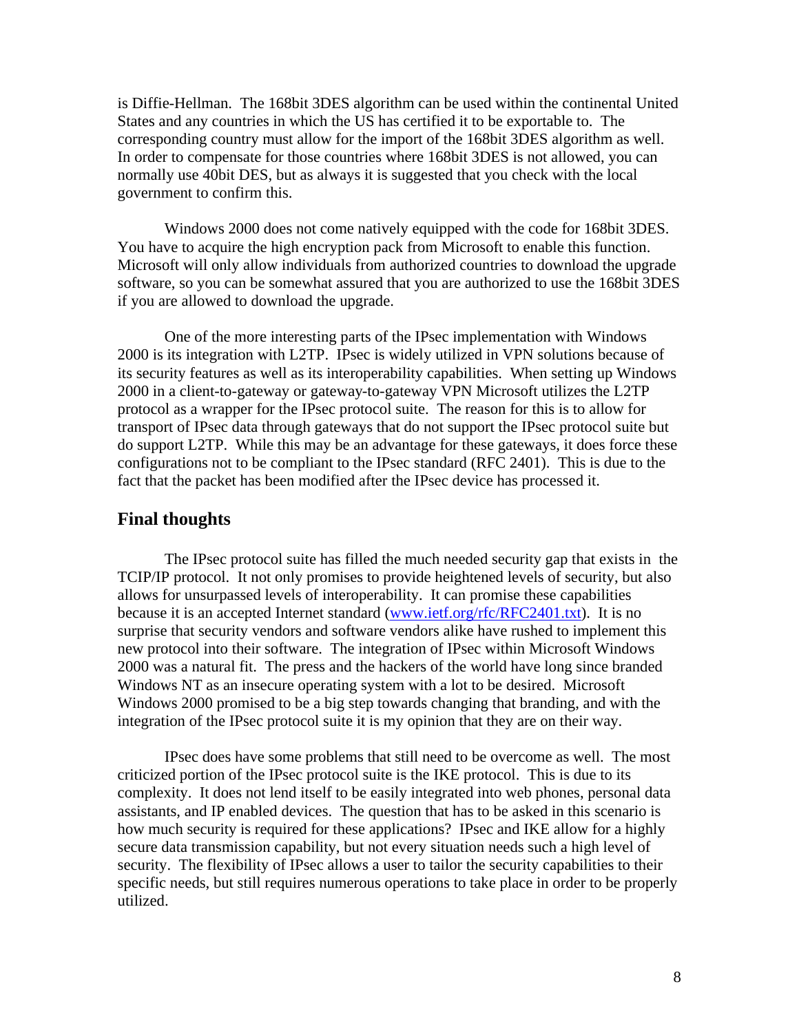is Diffie-Hellman. The 168bit 3DES algorithm can be used within the continental United States and any countries in which the US has certified it to be exportable to. The corresponding country must allow for the import of the 168bit 3DES algorithm as well. In order to compensate for those countries where 168bit 3DES is not allowed, you can normally use 40bit DES, but as always it is suggested that you check with the local government to confirm this.

Windows 2000 does not come natively equipped with the code for 168bit 3DES. You have to acquire the high encryption pack from Microsoft to enable this function. Microsoft will only allow individuals from authorized countries to download the upgrade software, so you can be somewhat assured that you are authorized to use the 168bit 3DES if you are allowed to download the upgrade.

One of the more interesting parts of the IPsec implementation with Windows 2000 is its integration with L2TP. IPsec is widely utilized in VPN solutions because of its security features as well as its interoperability capabilities. When setting up Windows 2000 in a client-to-gateway or gateway-to-gateway VPN Microsoft utilizes the L2TP protocol as a wrapper for the IPsec protocol suite. The reason for this is to allow for transport of IPsec data through gateways that do not support the IPsec protocol suite but do support L2TP. While this may be an advantage for these gateways, it does force these configurations not to be compliant to the IPsec standard (RFC 2401). This is due to the fact that the packet has been modified after the IPsec device has processed it.

## Final thoughts

The IPsec protocol suite has filled the much needed security gap that exists in the TCIP/IP protocol. It not only promises to provide heightened levels of security, but also allows for unsurpassed levels of interoperability. It can promise these capabilities because it is an accepted Internet standard ([www.ietf.org/rfc/RFC2401.txt](www.ietf.org/rfc/RFC2401.txt)). It is no surprise that security vendors and software vendors alike have rushed to implement this new protocol into their software. The integration of IPsec within Microsoft Windows 2000 was a natural fit. The press and the hackers of the world have long since branded Windows NT as an insecure operating system with a lot to be desired. Microsoft Windows 2000 promised to be a big step towards changing that branding, and with the integration of the IPsec protocol suite it is my opinion that they are on their way.

IPsec does have some problems that still need to be overcome as well. The most criticized portion of the IPsec protocol suite is the IKE protocol. This is due to its complexity. It does not lend itself to be easily integrated into web phones, personal data assistants, and IP enabled devices. The question that has to be asked in this scenario is how much security is required for these applications? IPsec and IKE allow for a highly secure data transmission capability, but not every situation needs such a high level of security. The flexibility of IPsec allows a user to tailor the security capabilities to their specific needs, but still requires numerous operations to take place in order to be properly utilized.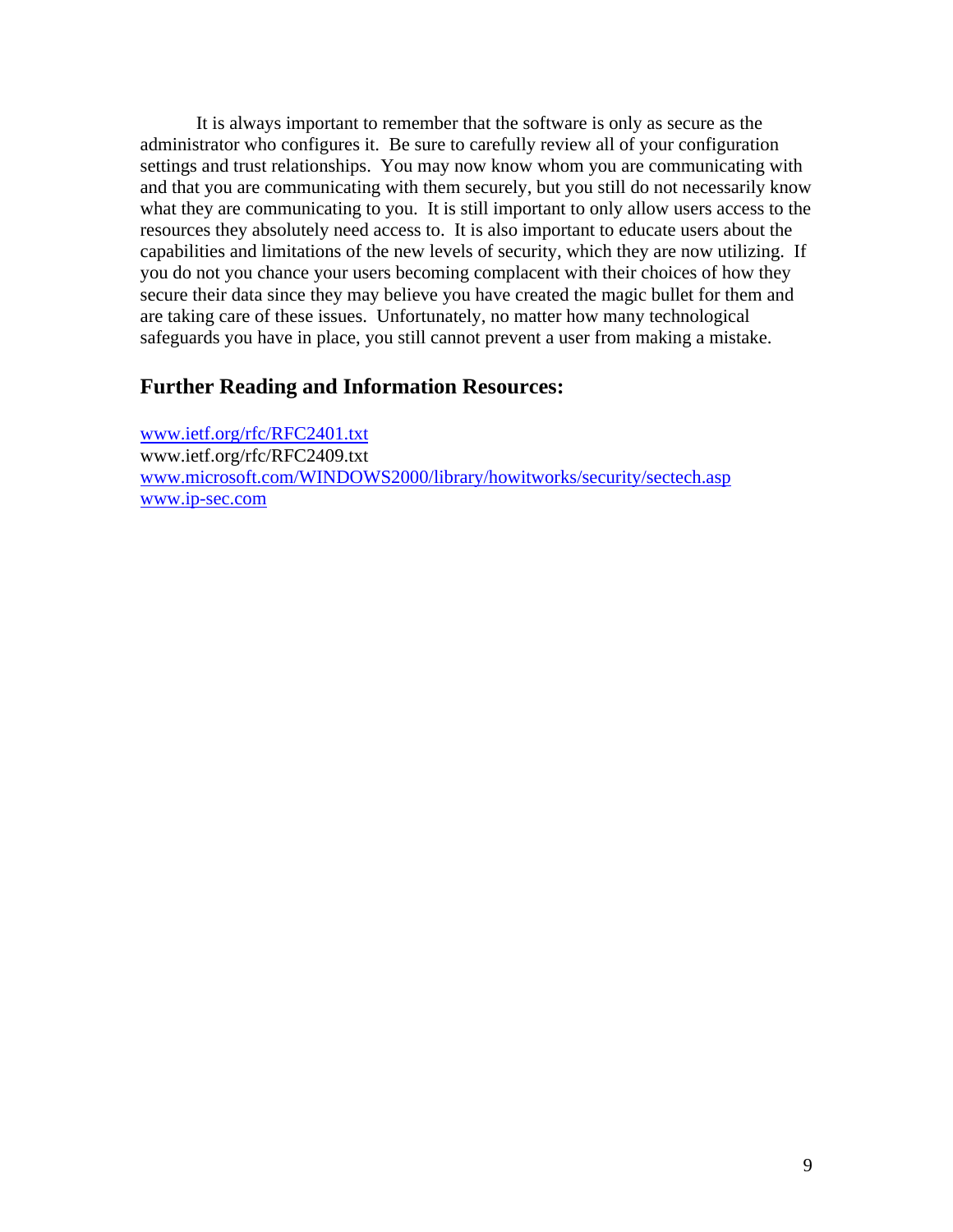It is always important to remember that the software is only as secure as the administrator who configures it. Be sure to carefully review all of your configuration settings and trust relationships. You may now know whom you are communicating with and that you are communicating with them securely, but you still do not necessarily know what they are communicating to you. It is still important to only allow users access to the resources they absolutely need access to. It is also important to educate users about the capabilities and limitations of the new levels of security, which they are now utilizing. If you do not you chance your users becoming complacent with their choices of how they secure their data since they may believe you have created the magic bullet for them and are taking care of these issues. Unfortunately, no matter how many technological safeguards you have in place, you still cannot prevent a user from making a mistake.

## Further Reading and Information Resources:

www.ietf.org/rfc/RFC2401.txt
www.ietf.org/rfc/RFC2409.txt
www.microsoft.com/WINDOWS2000/library/howitworks/security/sectech.asp
www.ip-sec.com